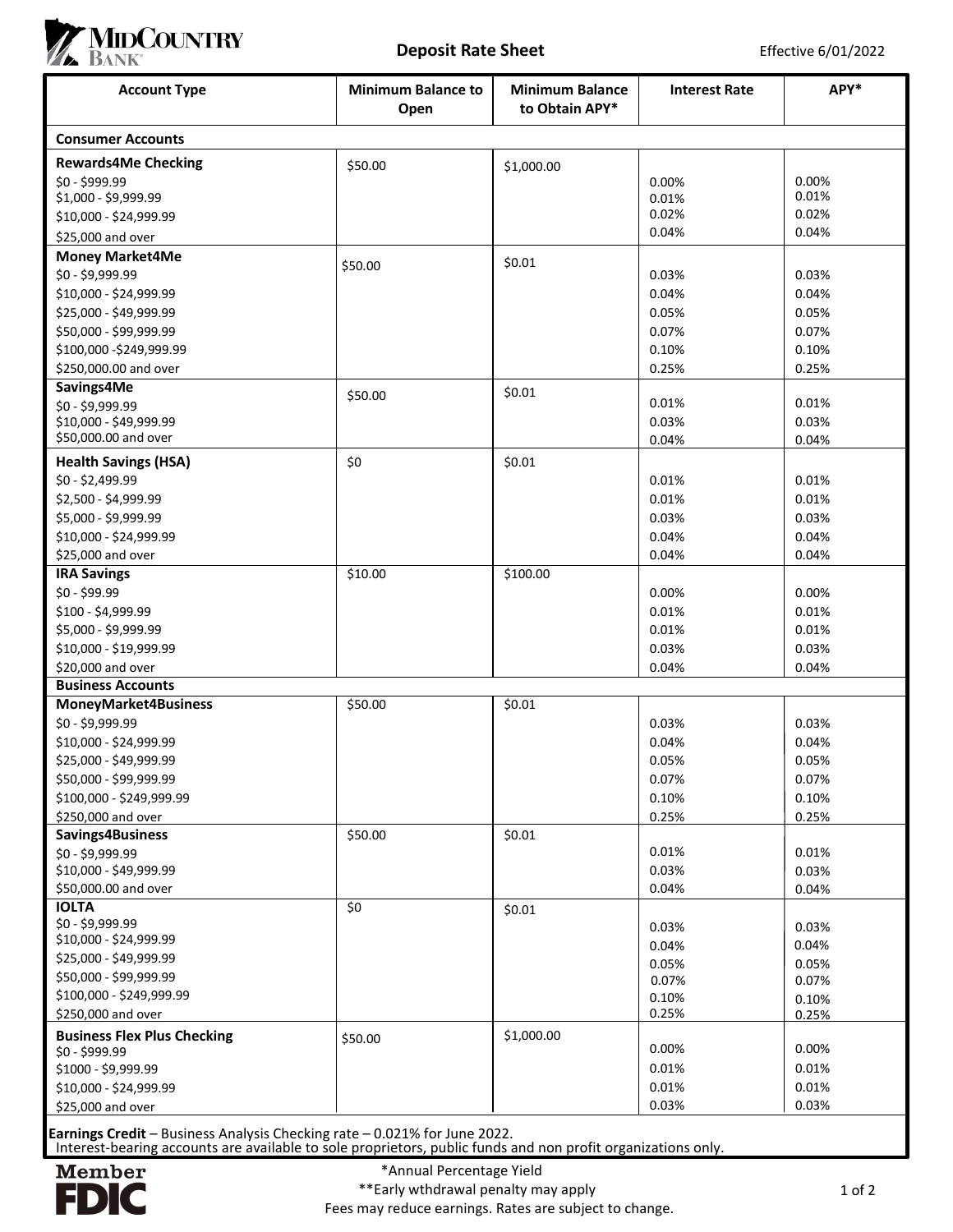# MidCountry Bank

## Deposit Rate Sheet

Effective 6/01/2022

| Account Type | Minimum Balance to Open | Minimum Balance to Obtain APY* | Interest Rate | APY* |
|---|---|---|---|---|
| **Consumer Accounts** | | | | |
| **Rewards4Me Checking** | $50.00 | $1,000.00 | | |
| $0 - $999.99 | | | 0.00% | 0.00% |
| $1,000 - $9,999.99 | | | 0.01% | 0.01% |
| $10,000 - $24,999.99 | | | 0.02% | 0.02% |
| $25,000 and over | | | 0.04% | 0.04% |
| **Money Market4Me** | $50.00 | $0.01 | | |
| $0 - $9,999.99 | | | 0.03% | 0.03% |
| $10,000 - $24,999.99 | | | 0.04% | 0.04% |
| $25,000 - $49,999.99 | | | 0.05% | 0.05% |
| $50,000 - $99,999.99 | | | 0.07% | 0.07% |
| $100,000 -$249,999.99 | | | 0.10% | 0.10% |
| $250,000.00 and over | | | 0.25% | 0.25% |
| **Savings4Me** | $50.00 | $0.01 | | |
| $0 - $9,999.99 | | | 0.01% | 0.01% |
| $10,000 - $49,999.99 | | | 0.03% | 0.03% |
| $50,000.00 and over | | | 0.04% | 0.04% |
| **Health Savings (HSA)** | $0 | $0.01 | | |
| $0 - $2,499.99 | | | 0.01% | 0.01% |
| $2,500 - $4,999.99 | | | 0.01% | 0.01% |
| $5,000 - $9,999.99 | | | 0.03% | 0.03% |
| $10,000 - $24,999.99 | | | 0.04% | 0.04% |
| $25,000 and over | | | 0.04% | 0.04% |
| **IRA Savings** | $10.00 | $100.00 | | |
| $0 - $99.99 | | | 0.00% | 0.00% |
| $100 - $4,999.99 | | | 0.01% | 0.01% |
| $5,000 - $9,999.99 | | | 0.01% | 0.01% |
| $10,000 - $19,999.99 | | | 0.03% | 0.03% |
| $20,000 and over | | | 0.04% | 0.04% |
| **Business Accounts** | | | | |
| **MoneyMarket4Business** | $50.00 | $0.01 | | |
| $0 - $9,999.99 | | | 0.03% | 0.03% |
| $10,000 - $24,999.99 | | | 0.04% | 0.04% |
| $25,000 - $49,999.99 | | | 0.05% | 0.05% |
| $50,000 - $99,999.99 | | | 0.07% | 0.07% |
| $100,000 - $249,999.99 | | | 0.10% | 0.10% |
| $250,000 and over | | | 0.25% | 0.25% |
| **Savings4Business** | $50.00 | $0.01 | | |
| $0 - $9,999.99 | | | 0.01% | 0.01% |
| $10,000 - $49,999.99 | | | 0.03% | 0.03% |
| $50,000.00 and over | | | 0.04% | 0.04% |
| **IOLTA** | $0 | $0.01 | | |
| $0 - $9,999.99 | | | 0.03% | 0.03% |
| $10,000 - $24,999.99 | | | 0.04% | 0.04% |
| $25,000 - $49,999.99 | | | 0.05% | 0.05% |
| $50,000 - $99,999.99 | | | 0.07% | 0.07% |
| $100,000 - $249,999.99 | | | 0.10% | 0.10% |
| $250,000 and over | | | 0.25% | 0.25% |
| **Business Flex Plus Checking** | $50.00 | $1,000.00 | | |
| $0 - $999.99 | | | 0.00% | 0.00% |
| $1000 - $9,999.99 | | | 0.01% | 0.01% |
| $10,000 - $24,999.99 | | | 0.01% | 0.01% |
| $25,000 and over | | | 0.03% | 0.03% |

**Earnings Credit** – Business Analysis Checking rate – 0.021% for June 2022.
Interest-bearing accounts are available to sole proprietors, public funds and non profit organizations only.

Member FDIC

*Annual Percentage Yield
**Early wthdrawal penalty may apply
Fees may reduce earnings. Rates are subject to change.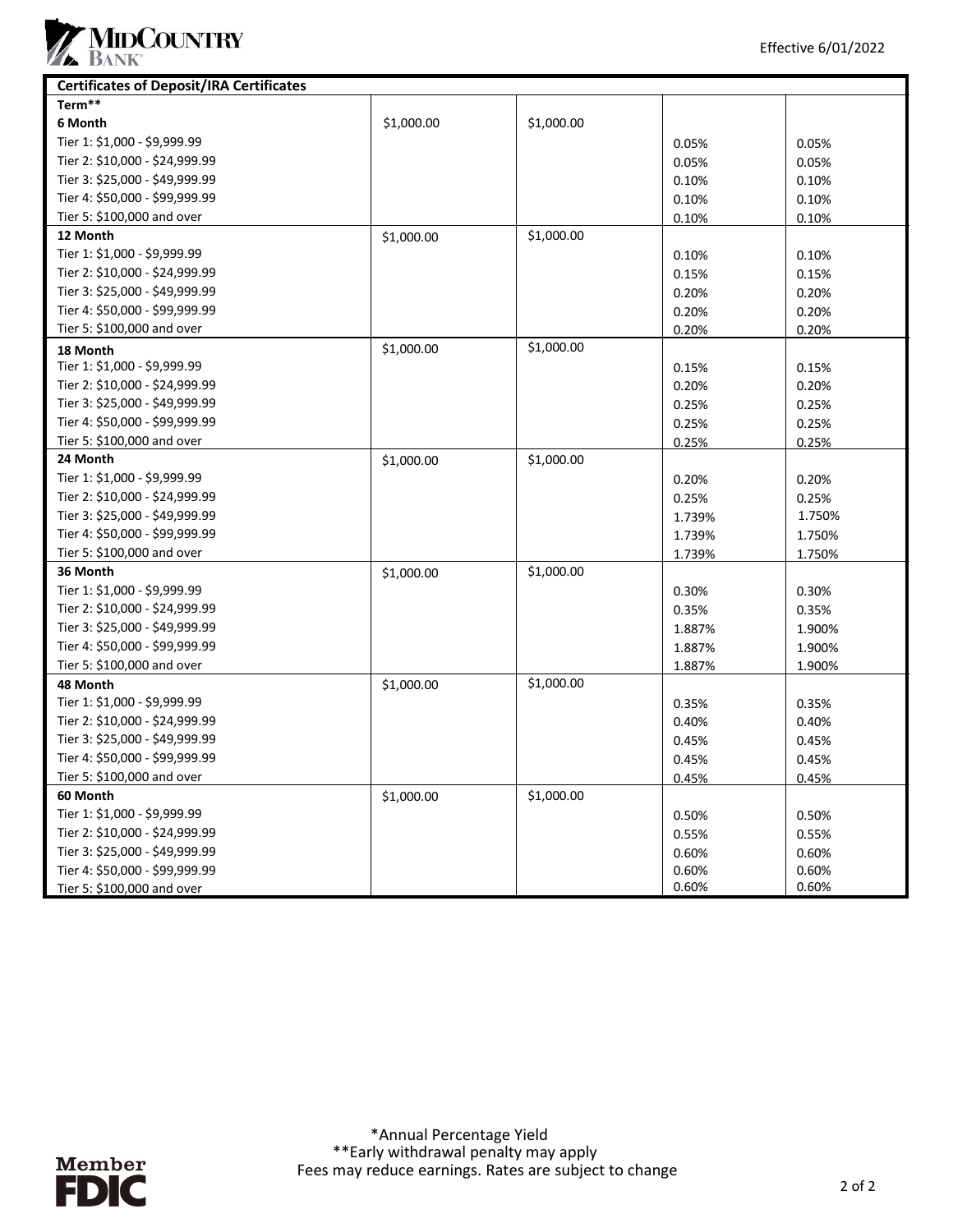MidCountry Bank

Effective 6/01/2022

| Certificates of Deposit/IRA Certificates | | | | |
|---|---|---|---|---|
| Term** | | | | |
| **6 Month** | $1,000.00 | $1,000.00 | | |
| Tier 1: $1,000 - $9,999.99 | | | 0.05% | 0.05% |
| Tier 2: $10,000 - $24,999.99 | | | 0.05% | 0.05% |
| Tier 3: $25,000 - $49,999.99 | | | 0.10% | 0.10% |
| Tier 4: $50,000 - $99,999.99 | | | 0.10% | 0.10% |
| Tier 5: $100,000 and over | | | 0.10% | 0.10% |
| **12 Month** | $1,000.00 | $1,000.00 | | |
| Tier 1: $1,000 - $9,999.99 | | | 0.10% | 0.10% |
| Tier 2: $10,000 - $24,999.99 | | | 0.15% | 0.15% |
| Tier 3: $25,000 - $49,999.99 | | | 0.20% | 0.20% |
| Tier 4: $50,000 - $99,999.99 | | | 0.20% | 0.20% |
| Tier 5: $100,000 and over | | | 0.20% | 0.20% |
| **18 Month** | $1,000.00 | $1,000.00 | | |
| Tier 1: $1,000 - $9,999.99 | | | 0.15% | 0.15% |
| Tier 2: $10,000 - $24,999.99 | | | 0.20% | 0.20% |
| Tier 3: $25,000 - $49,999.99 | | | 0.25% | 0.25% |
| Tier 4: $50,000 - $99,999.99 | | | 0.25% | 0.25% |
| Tier 5: $100,000 and over | | | 0.25% | 0.25% |
| **24 Month** | $1,000.00 | $1,000.00 | | |
| Tier 1: $1,000 - $9,999.99 | | | 0.20% | 0.20% |
| Tier 2: $10,000 - $24,999.99 | | | 0.25% | 0.25% |
| Tier 3: $25,000 - $49,999.99 | | | 1.739% | 1.750% |
| Tier 4: $50,000 - $99,999.99 | | | 1.739% | 1.750% |
| Tier 5: $100,000 and over | | | 1.739% | 1.750% |
| **36 Month** | $1,000.00 | $1,000.00 | | |
| Tier 1: $1,000 - $9,999.99 | | | 0.30% | 0.30% |
| Tier 2: $10,000 - $24,999.99 | | | 0.35% | 0.35% |
| Tier 3: $25,000 - $49,999.99 | | | 1.887% | 1.900% |
| Tier 4: $50,000 - $99,999.99 | | | 1.887% | 1.900% |
| Tier 5: $100,000 and over | | | 1.887% | 1.900% |
| **48 Month** | $1,000.00 | $1,000.00 | | |
| Tier 1: $1,000 - $9,999.99 | | | 0.35% | 0.35% |
| Tier 2: $10,000 - $24,999.99 | | | 0.40% | 0.40% |
| Tier 3: $25,000 - $49,999.99 | | | 0.45% | 0.45% |
| Tier 4: $50,000 - $99,999.99 | | | 0.45% | 0.45% |
| Tier 5: $100,000 and over | | | 0.45% | 0.45% |
| **60 Month** | $1,000.00 | $1,000.00 | | |
| Tier 1: $1,000 - $9,999.99 | | | 0.50% | 0.50% |
| Tier 2: $10,000 - $24,999.99 | | | 0.55% | 0.55% |
| Tier 3: $25,000 - $49,999.99 | | | 0.60% | 0.60% |
| Tier 4: $50,000 - $99,999.99 | | | 0.60% | 0.60% |
| Tier 5: $100,000 and over | | | 0.60% | 0.60% |

*Annual Percentage Yield
**Early withdrawal penalty may apply
Fees may reduce earnings. Rates are subject to change

Member FDIC